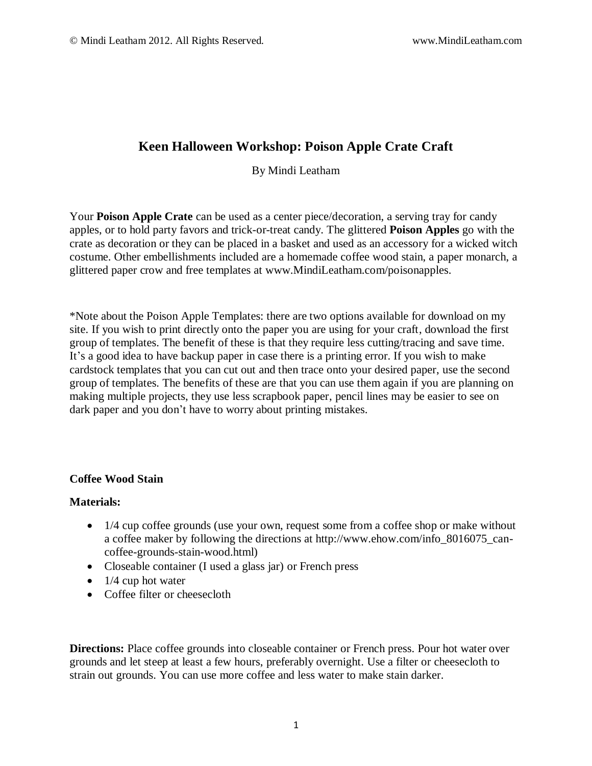# Keen Halloween Workshop: Poison Apple Crate Craft

By Mindi Leatham

Your **Poison Apple Crate** can be used as a center piece/decoration, a serving tray for candy apples, or to hold party favors and trick-or-treat candy. The glittered **Poison Apples** go with the crate as decoration or they can be placed in a basket and used as an accessory for a wicked witch costume. Other embellishments included are a homemade coffee wood stain, a paper monarch, a glittered paper crow and free templates at www.MindiLeatham.com/poisonapples.

*Note about the Poison Apple Templates: there are two options available for download on my site. If you wish to print directly onto the paper you are using for your craft, download the first group of templates. The benefit of these is that they require less cutting/tracing and save time. It's a good idea to have backup paper in case there is a printing error. If you wish to make cardstock templates that you can cut out and then trace onto your desired paper, use the second group of templates. The benefits of these are that you can use them again if you are planning on making multiple projects, they use less scrapbook paper, pencil lines may be easier to see on dark paper and you don't have to worry about printing mistakes.

## Coffee Wood Stain

**Materials:**

- 1/4 cup coffee grounds (use your own, request some from a coffee shop or make without a coffee maker by following the directions at http://www.ehow.com/info_8016075_can-coffee-grounds-stain-wood.html)
- Closeable container (I used a glass jar) or French press
- 1/4 cup hot water
- Coffee filter or cheesecloth

**Directions:** Place coffee grounds into closeable container or French press. Pour hot water over grounds and let steep at least a few hours, preferably overnight. Use a filter or cheesecloth to strain out grounds. You can use more coffee and less water to make stain darker.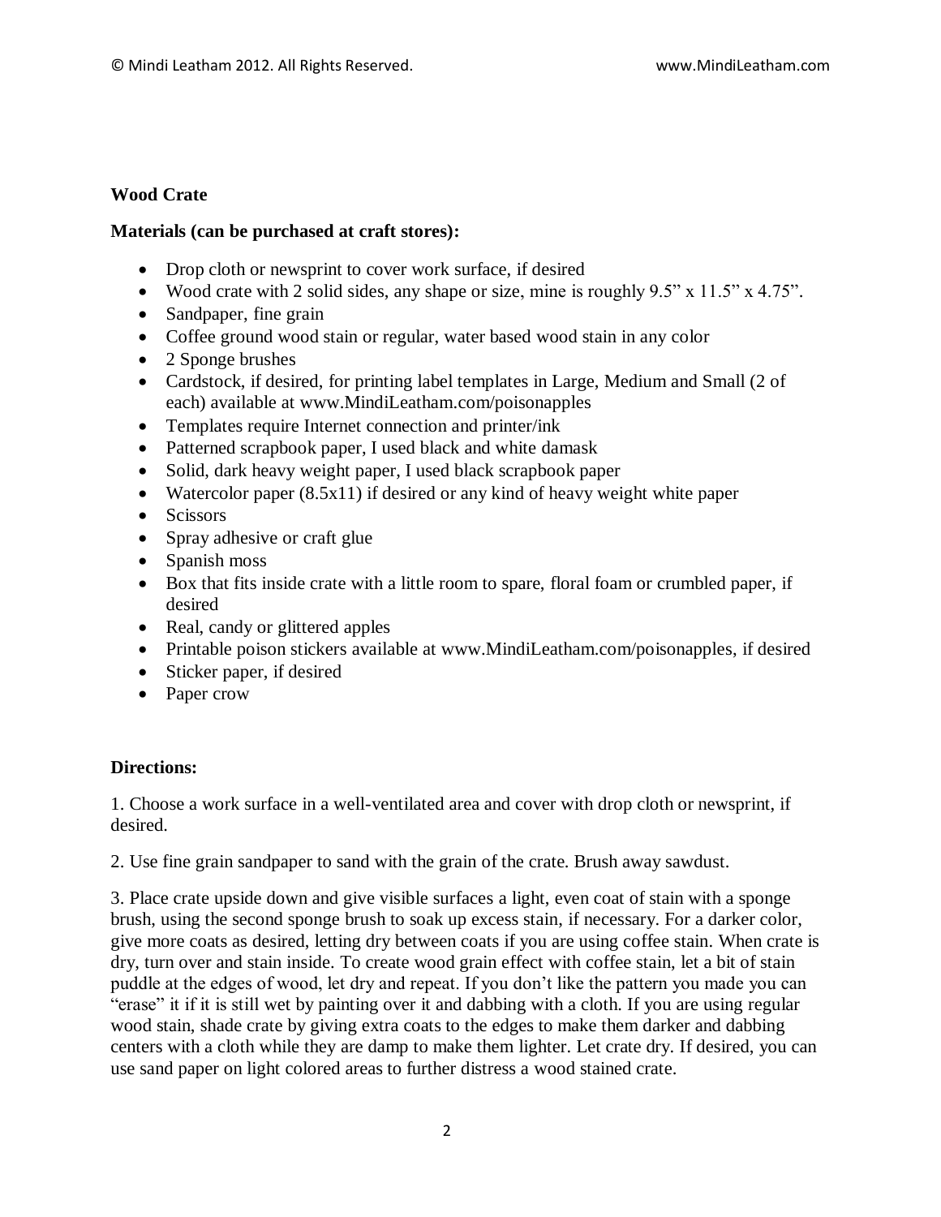**Wood Crate**

**Materials (can be purchased at craft stores):**

- Drop cloth or newsprint to cover work surface, if desired
- Wood crate with 2 solid sides, any shape or size, mine is roughly 9.5" x 11.5" x 4.75".
- Sandpaper, fine grain
- Coffee ground wood stain or regular, water based wood stain in any color
- 2 Sponge brushes
- Cardstock, if desired, for printing label templates in Large, Medium and Small (2 of each) available at www.MindiLeatham.com/poisonapples
- Templates require Internet connection and printer/ink
- Patterned scrapbook paper, I used black and white damask
- Solid, dark heavy weight paper, I used black scrapbook paper
- Watercolor paper (8.5x11) if desired or any kind of heavy weight white paper
- Scissors
- Spray adhesive or craft glue
- Spanish moss
- Box that fits inside crate with a little room to spare, floral foam or crumbled paper, if desired
- Real, candy or glittered apples
- Printable poison stickers available at www.MindiLeatham.com/poisonapples, if desired
- Sticker paper, if desired
- Paper crow

**Directions:**

1. Choose a work surface in a well-ventilated area and cover with drop cloth or newsprint, if desired.

2. Use fine grain sandpaper to sand with the grain of the crate. Brush away sawdust.

3. Place crate upside down and give visible surfaces a light, even coat of stain with a sponge brush, using the second sponge brush to soak up excess stain, if necessary. For a darker color, give more coats as desired, letting dry between coats if you are using coffee stain. When crate is dry, turn over and stain inside. To create wood grain effect with coffee stain, let a bit of stain puddle at the edges of wood, let dry and repeat. If you don't like the pattern you made you can "erase" it if it is still wet by painting over it and dabbing with a cloth. If you are using regular wood stain, shade crate by giving extra coats to the edges to make them darker and dabbing centers with a cloth while they are damp to make them lighter. Let crate dry. If desired, you can use sand paper on light colored areas to further distress a wood stained crate.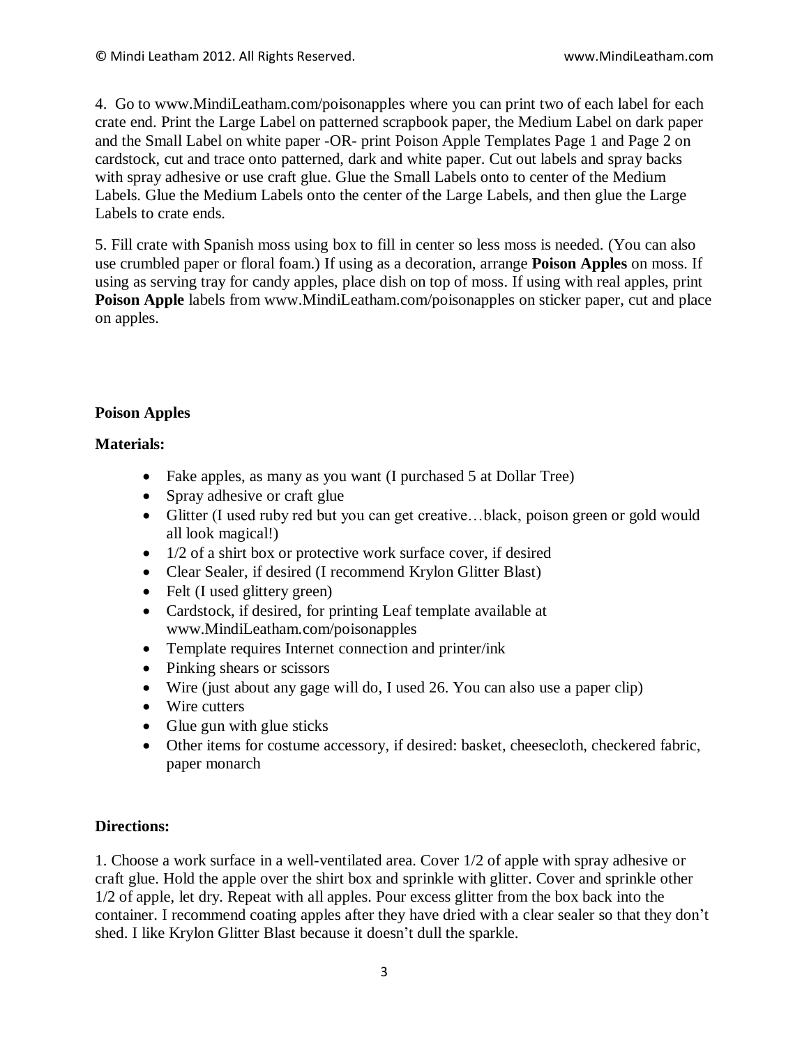4. Go to www.MindiLeatham.com/poisonapples where you can print two of each label for each crate end. Print the Large Label on patterned scrapbook paper, the Medium Label on dark paper and the Small Label on white paper -OR- print Poison Apple Templates Page 1 and Page 2 on cardstock, cut and trace onto patterned, dark and white paper. Cut out labels and spray backs with spray adhesive or use craft glue. Glue the Small Labels onto to center of the Medium Labels. Glue the Medium Labels onto the center of the Large Labels, and then glue the Large Labels to crate ends.

5. Fill crate with Spanish moss using box to fill in center so less moss is needed. (You can also use crumbled paper or floral foam.) If using as a decoration, arrange **Poison Apples** on moss. If using as serving tray for candy apples, place dish on top of moss. If using with real apples, print **Poison Apple** labels from www.MindiLeatham.com/poisonapples on sticker paper, cut and place on apples.

**Poison Apples**

**Materials:**

- Fake apples, as many as you want (I purchased 5 at Dollar Tree)
- Spray adhesive or craft glue
- Glitter (I used ruby red but you can get creative…black, poison green or gold would all look magical!)
- 1/2 of a shirt box or protective work surface cover, if desired
- Clear Sealer, if desired (I recommend Krylon Glitter Blast)
- Felt (I used glittery green)
- Cardstock, if desired, for printing Leaf template available at www.MindiLeatham.com/poisonapples
- Template requires Internet connection and printer/ink
- Pinking shears or scissors
- Wire (just about any gage will do, I used 26. You can also use a paper clip)
- Wire cutters
- Glue gun with glue sticks
- Other items for costume accessory, if desired: basket, cheesecloth, checkered fabric, paper monarch

**Directions:**

1. Choose a work surface in a well-ventilated area. Cover 1/2 of apple with spray adhesive or craft glue. Hold the apple over the shirt box and sprinkle with glitter. Cover and sprinkle other 1/2 of apple, let dry. Repeat with all apples. Pour excess glitter from the box back into the container. I recommend coating apples after they have dried with a clear sealer so that they don't shed. I like Krylon Glitter Blast because it doesn't dull the sparkle.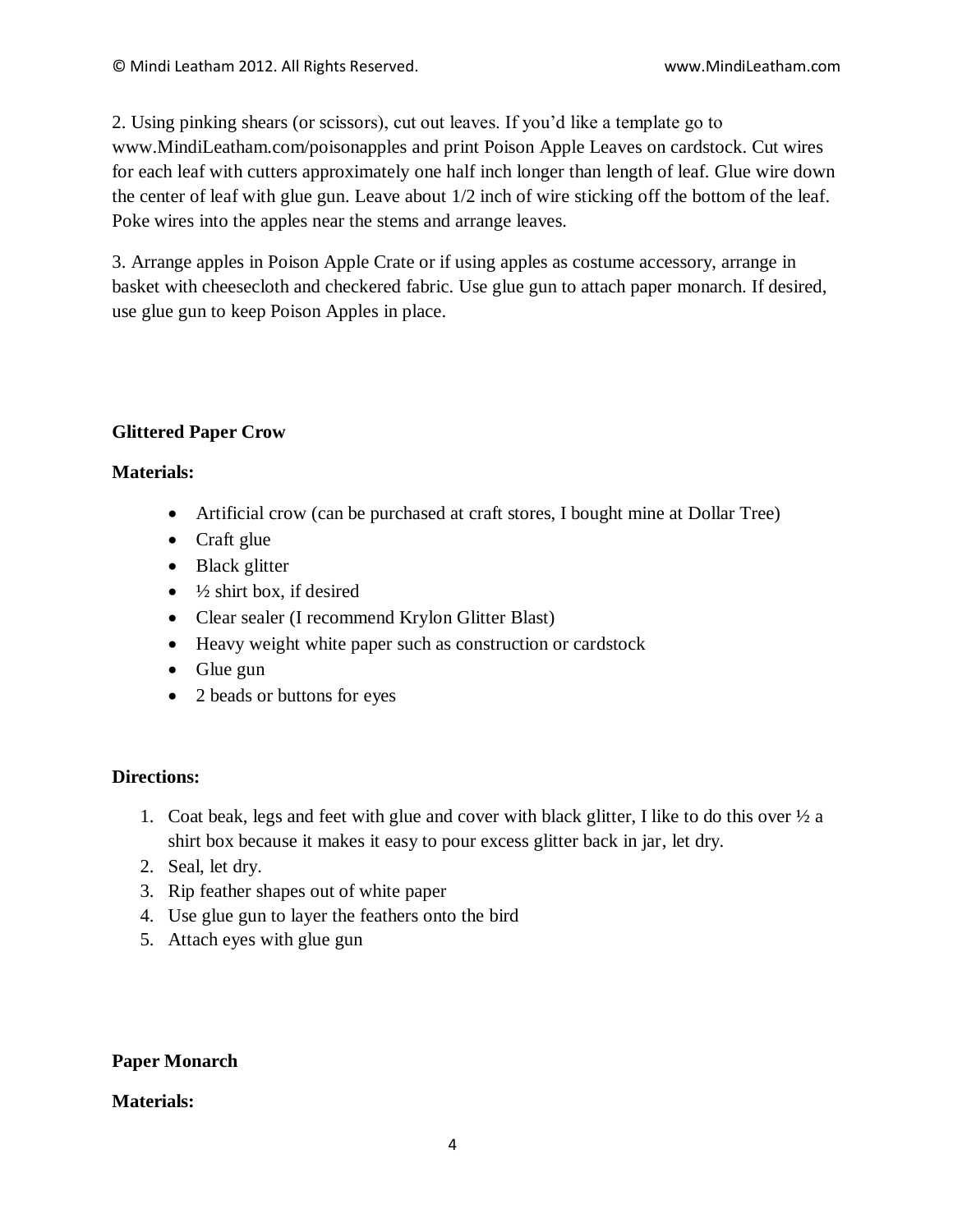2. Using pinking shears (or scissors), cut out leaves. If you'd like a template go to www.MindiLeatham.com/poisonapples and print Poison Apple Leaves on cardstock. Cut wires for each leaf with cutters approximately one half inch longer than length of leaf. Glue wire down the center of leaf with glue gun. Leave about 1/2 inch of wire sticking off the bottom of the leaf. Poke wires into the apples near the stems and arrange leaves.

3. Arrange apples in Poison Apple Crate or if using apples as costume accessory, arrange in basket with cheesecloth and checkered fabric. Use glue gun to attach paper monarch. If desired, use glue gun to keep Poison Apples in place.

**Glittered Paper Crow**

**Materials:**

- Artificial crow (can be purchased at craft stores, I bought mine at Dollar Tree)
- Craft glue
- Black glitter
- ½ shirt box, if desired
- Clear sealer (I recommend Krylon Glitter Blast)
- Heavy weight white paper such as construction or cardstock
- Glue gun
- 2 beads or buttons for eyes

**Directions:**

1. Coat beak, legs and feet with glue and cover with black glitter, I like to do this over ½ a shirt box because it makes it easy to pour excess glitter back in jar, let dry.
2. Seal, let dry.
3. Rip feather shapes out of white paper
4. Use glue gun to layer the feathers onto the bird
5. Attach eyes with glue gun

**Paper Monarch**

**Materials:**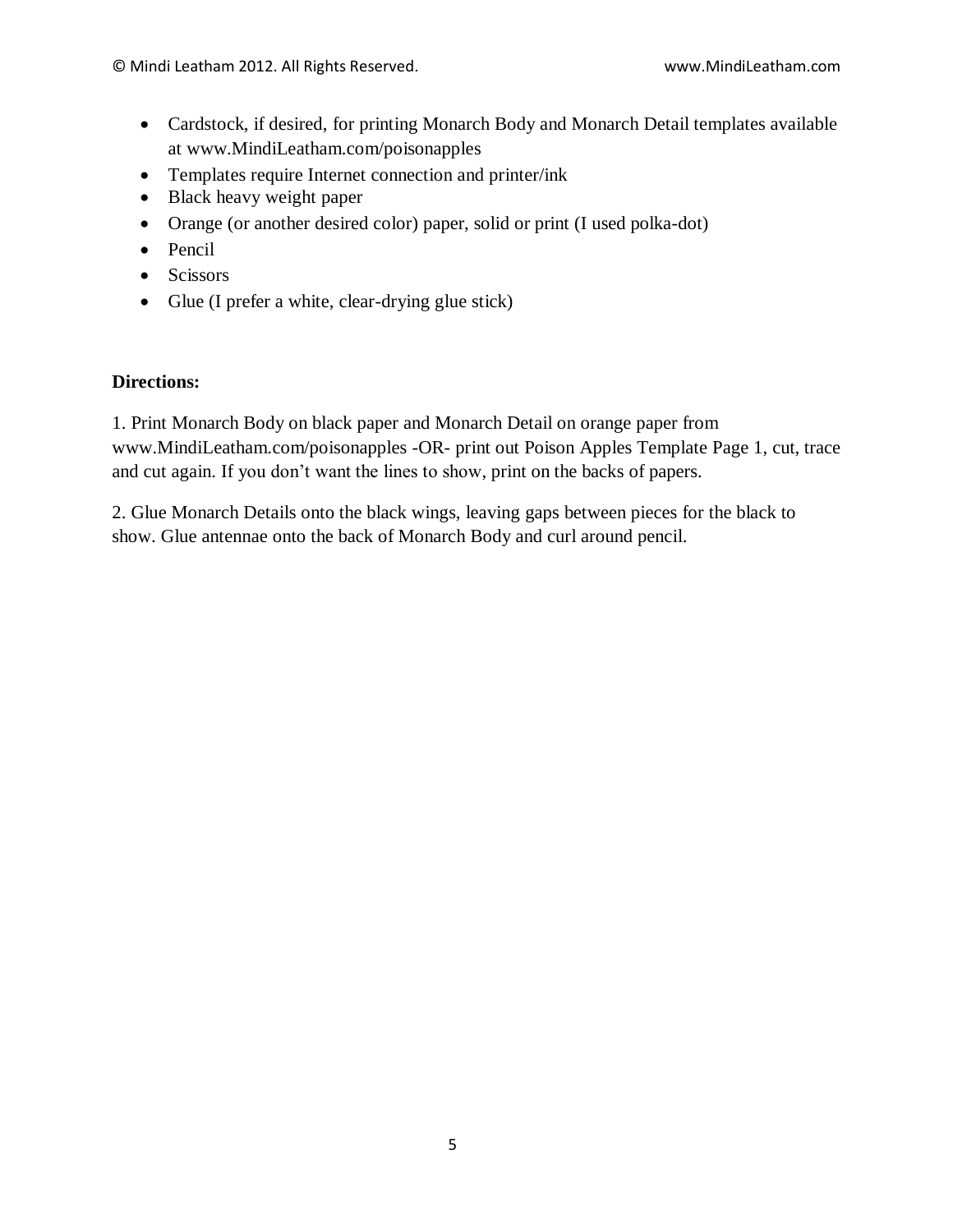- Cardstock, if desired, for printing Monarch Body and Monarch Detail templates available at www.MindiLeatham.com/poisonapples
- Templates require Internet connection and printer/ink
- Black heavy weight paper
- Orange (or another desired color) paper, solid or print (I used polka-dot)
- Pencil
- Scissors
- Glue (I prefer a white, clear-drying glue stick)

**Directions:**

1. Print Monarch Body on black paper and Monarch Detail on orange paper from www.MindiLeatham.com/poisonapples -OR- print out Poison Apples Template Page 1, cut, trace and cut again. If you don't want the lines to show, print on the backs of papers.

2. Glue Monarch Details onto the black wings, leaving gaps between pieces for the black to show. Glue antennae onto the back of Monarch Body and curl around pencil.